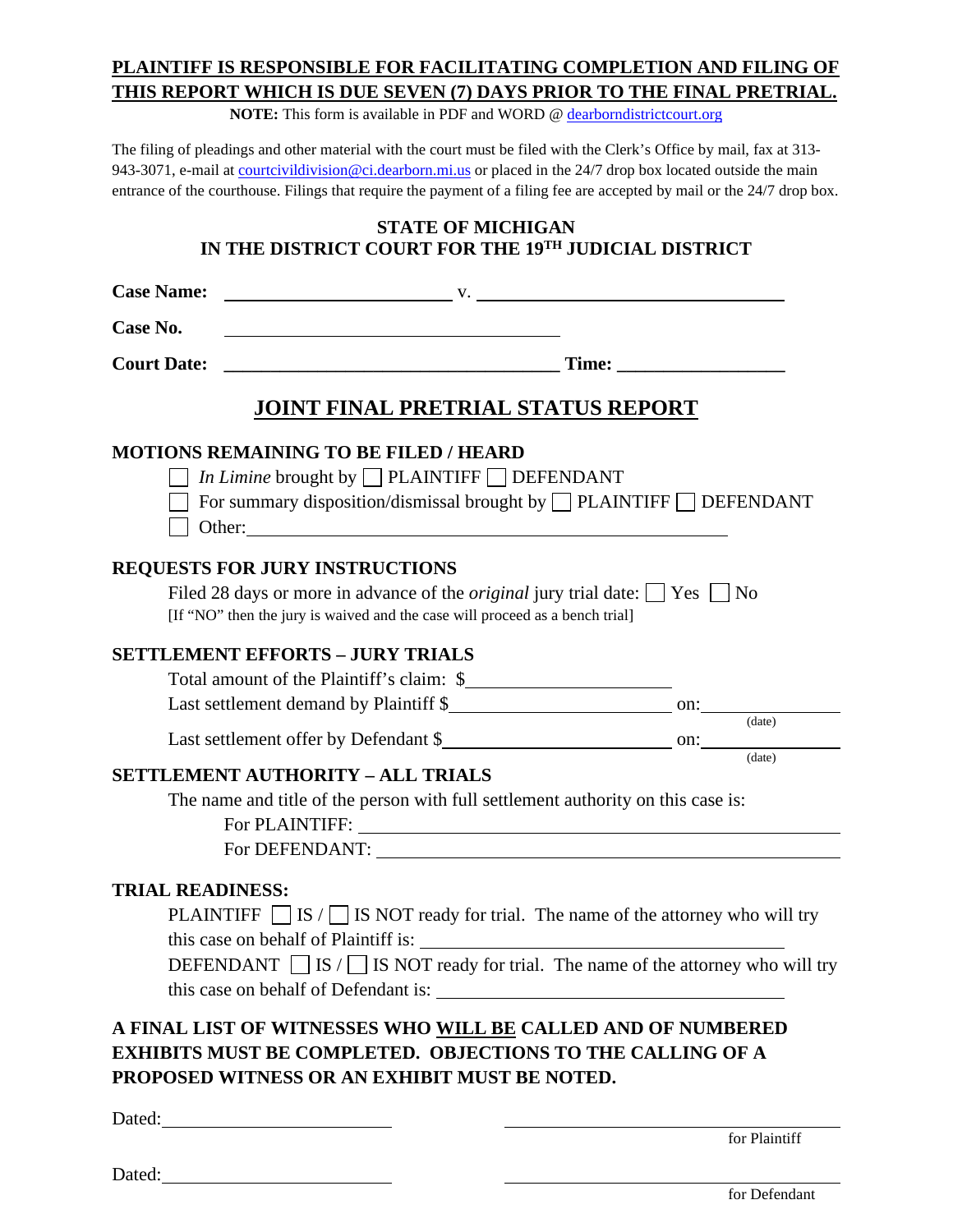**PLAINTIFF IS RESPONSIBLE FOR FACILITATING COMPLETION AND FILING OF THIS REPORT WHICH IS DUE SEVEN (7) DAYS PRIOR TO THE FINAL PRETRIAL.**

**NOTE:** This form is available in PDF and WORD @ dearborndistrictcourt.org

The filing of pleadings and other material with the court must be filed with the Clerk's Office by mail, fax at 313-943-3071, e-mail at courtcivildivision@ci.dearborn.mi.us or placed in the 24/7 drop box located outside the main entrance of the courthouse. Filings that require the payment of a filing fee are accepted by mail or the 24/7 drop box.

**STATE OF MICHIGAN**
**IN THE DISTRICT COURT FOR THE 19TH JUDICIAL DISTRICT**

**Case Name:** ______________________ v. ______________________________

**Case No.** ________________________________

**Court Date:** ________________________________ **Time:** ________________

# JOINT FINAL PRETRIAL STATUS REPORT

**MOTIONS REMAINING TO BE FILED / HEARD**

☐ *In Limine* brought by ☐ PLAINTIFF ☐ DEFENDANT

☐ For summary disposition/dismissal brought by ☐ PLAINTIFF ☐ DEFENDANT

☐ Other: ______________________________________________

**REQUESTS FOR JURY INSTRUCTIONS**

Filed 28 days or more in advance of the *original* jury trial date: ☐ Yes ☐ No

[If "NO" then the jury is waived and the case will proceed as a bench trial]

**SETTLEMENT EFFORTS – JURY TRIALS**

Total amount of the Plaintiff's claim: $____________________

Last settlement demand by Plaintiff $______________________ on: ____________ (date)

Last settlement offer by Defendant $______________________ on: ____________ (date)

**SETTLEMENT AUTHORITY – ALL TRIALS**

The name and title of the person with full settlement authority on this case is:

For PLAINTIFF: ____________________________________________

For DEFENDANT: ____________________________________________

**TRIAL READINESS:**

PLAINTIFF ☐ IS / ☐ IS NOT ready for trial. The name of the attorney who will try this case on behalf of Plaintiff is: ____________________________________

DEFENDANT ☐ IS / ☐ IS NOT ready for trial. The name of the attorney who will try this case on behalf of Defendant is: ____________________________________

**A FINAL LIST OF WITNESSES WHO WILL BE CALLED AND OF NUMBERED EXHIBITS MUST BE COMPLETED. OBJECTIONS TO THE CALLING OF A PROPOSED WITNESS OR AN EXHIBIT MUST BE NOTED.**

Dated: ______________________ ______________________________ for Plaintiff

Dated: ______________________ ______________________________ for Defendant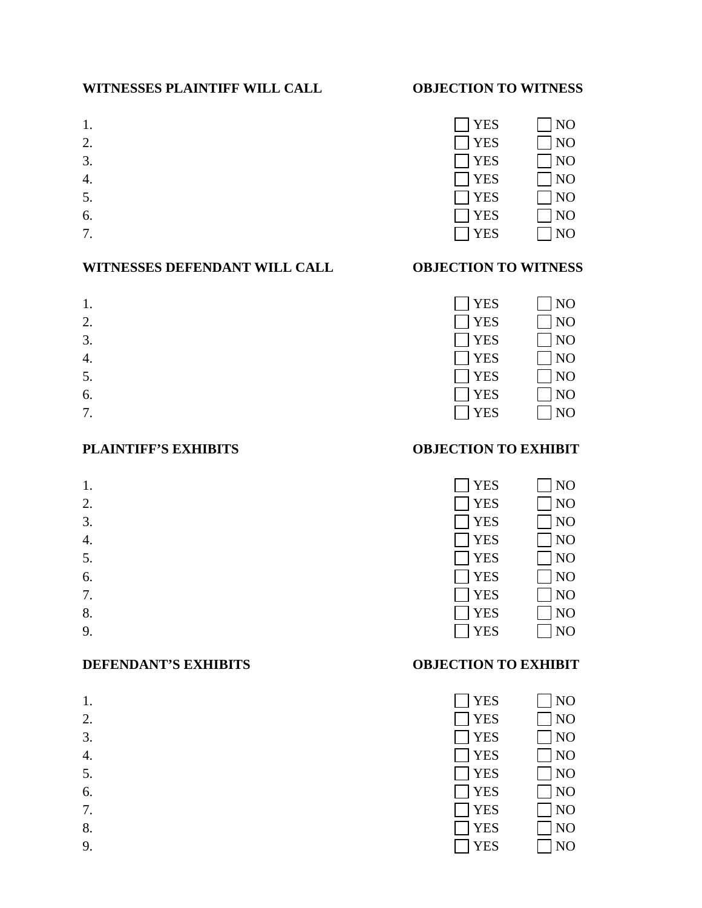| WITNESSES PLAINTIFF WILL CALL | OBJECTION TO WITNESS | |
|---|---|---|
| 1. | ☐ YES | ☐ NO |
| 2. | ☐ YES | ☐ NO |
| 3. | ☐ YES | ☐ NO |
| 4. | ☐ YES | ☐ NO |
| 5. | ☐ YES | ☐ NO |
| 6. | ☐ YES | ☐ NO |
| 7. | ☐ YES | ☐ NO |

| WITNESSES DEFENDANT WILL CALL | OBJECTION TO WITNESS | |
|---|---|---|
| 1. | ☐ YES | ☐ NO |
| 2. | ☐ YES | ☐ NO |
| 3. | ☐ YES | ☐ NO |
| 4. | ☐ YES | ☐ NO |
| 5. | ☐ YES | ☐ NO |
| 6. | ☐ YES | ☐ NO |
| 7. | ☐ YES | ☐ NO |

| PLAINTIFF'S EXHIBITS | OBJECTION TO EXHIBIT | |
|---|---|---|
| 1. | ☐ YES | ☐ NO |
| 2. | ☐ YES | ☐ NO |
| 3. | ☐ YES | ☐ NO |
| 4. | ☐ YES | ☐ NO |
| 5. | ☐ YES | ☐ NO |
| 6. | ☐ YES | ☐ NO |
| 7. | ☐ YES | ☐ NO |
| 8. | ☐ YES | ☐ NO |
| 9. | ☐ YES | ☐ NO |

| DEFENDANT'S EXHIBITS | OBJECTION TO EXHIBIT | |
|---|---|---|
| 1. | ☐ YES | ☐ NO |
| 2. | ☐ YES | ☐ NO |
| 3. | ☐ YES | ☐ NO |
| 4. | ☐ YES | ☐ NO |
| 5. | ☐ YES | ☐ NO |
| 6. | ☐ YES | ☐ NO |
| 7. | ☐ YES | ☐ NO |
| 8. | ☐ YES | ☐ NO |
| 9. | ☐ YES | ☐ NO |